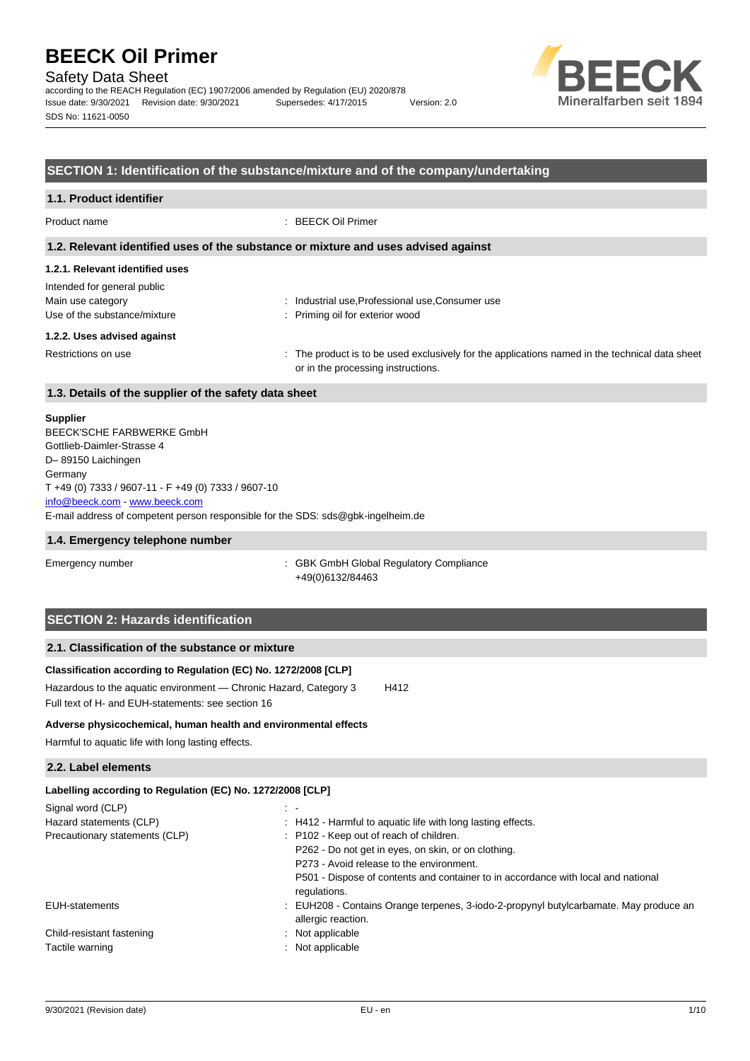# BEECK Oil Primer

Safety Data Sheet

according to the REACH Regulation (EC) 1907/2006 amended by Regulation (EU) 2020/878

Issue date: 9/30/2021 Revision date: 9/30/2021 Supersedes: 4/17/2015 Version: 2.0

SDS No: 11621-0050

## SECTION 1: Identification of the substance/mixture and of the company/undertaking

### 1.1. Product identifier

Product name : BEECK Oil Primer

### 1.2. Relevant identified uses of the substance or mixture and uses advised against

#### 1.2.1. Relevant identified uses

Intended for general public

Main use category : Industrial use,Professional use,Consumer use

Use of the substance/mixture : Priming oil for exterior wood

#### 1.2.2. Uses advised against

Restrictions on use : The product is to be used exclusively for the applications named in the technical data sheet or in the processing instructions.

### 1.3. Details of the supplier of the safety data sheet

**Supplier**

BEECK'SCHE FARBWERKE GmbH
Gottlieb-Daimler-Strasse 4
D– 89150 Laichingen
Germany
T +49 (0) 7333 / 9607-11 - F +49 (0) 7333 / 9607-10
info@beeck.com - www.beeck.com
E-mail address of competent person responsible for the SDS: sds@gbk-ingelheim.de

### 1.4. Emergency telephone number

Emergency number : GBK GmbH Global Regulatory Compliance +49(0)6132/84463

## SECTION 2: Hazards identification

### 2.1. Classification of the substance or mixture

**Classification according to Regulation (EC) No. 1272/2008 [CLP]**

Hazardous to the aquatic environment — Chronic Hazard, Category 3 H412

Full text of H- and EUH-statements: see section 16

**Adverse physicochemical, human health and environmental effects**

Harmful to aquatic life with long lasting effects.

### 2.2. Label elements

**Labelling according to Regulation (EC) No. 1272/2008 [CLP]**

Signal word (CLP) : -

Hazard statements (CLP) : H412 - Harmful to aquatic life with long lasting effects.

Precautionary statements (CLP) : P102 - Keep out of reach of children.
P262 - Do not get in eyes, on skin, or on clothing.
P273 - Avoid release to the environment.
P501 - Dispose of contents and container to in accordance with local and national regulations.

EUH-statements : EUH208 - Contains Orange terpenes, 3-iodo-2-propynyl butylcarbamate. May produce an allergic reaction.

Child-resistant fastening : Not applicable

Tactile warning : Not applicable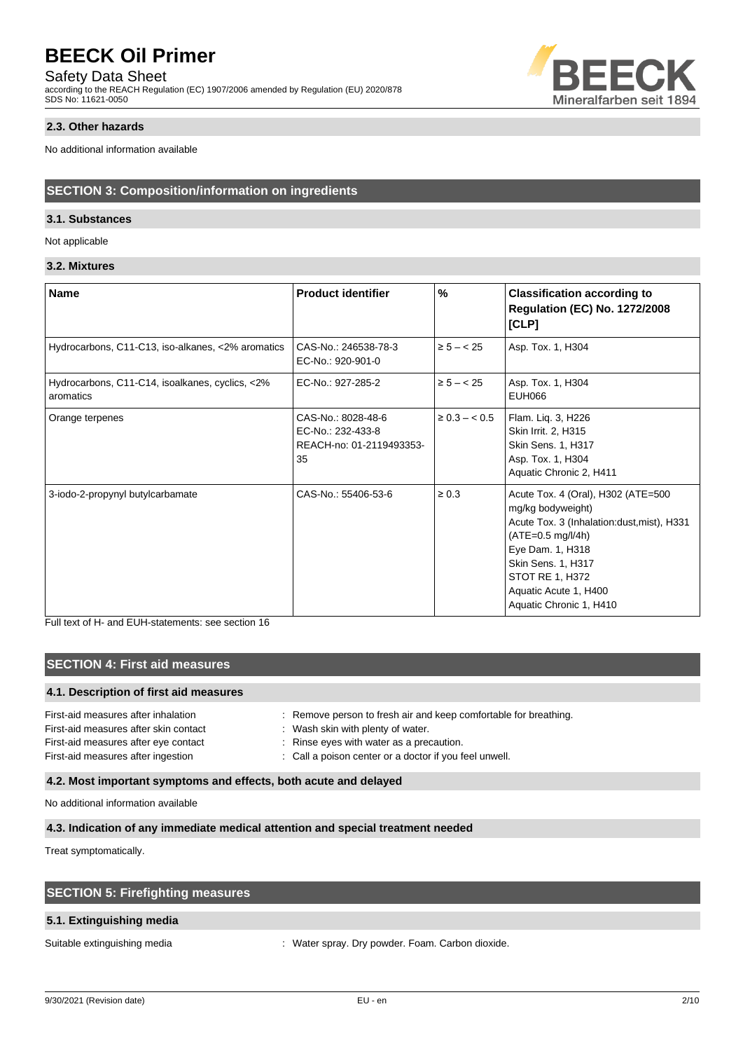#### 2.3. Other hazards

No additional information available

## SECTION 3: Composition/information on ingredients

### 3.1. Substances

Not applicable

### 3.2. Mixtures

| Name | Product identifier | % | Classification according to Regulation (EC) No. 1272/2008 [CLP] |
|---|---|---|---|
| Hydrocarbons, C11-C13, iso-alkanes, <2% aromatics | CAS-No.: 246538-78-3<br>EC-No.: 920-901-0 | ≥ 5 – < 25 | Asp. Tox. 1, H304 |
| Hydrocarbons, C11-C14, isoalkanes, cyclics, <2% aromatics | EC-No.: 927-285-2 | ≥ 5 – < 25 | Asp. Tox. 1, H304<br>EUH066 |
| Orange terpenes | CAS-No.: 8028-48-6<br>EC-No.: 232-433-8<br>REACH-no: 01-2119493353-35 | ≥ 0.3 – < 0.5 | Flam. Liq. 3, H226<br>Skin Irrit. 2, H315<br>Skin Sens. 1, H317<br>Asp. Tox. 1, H304<br>Aquatic Chronic 2, H411 |
| 3-iodo-2-propynyl butylcarbamate | CAS-No.: 55406-53-6 | ≥ 0.3 | Acute Tox. 4 (Oral), H302 (ATE=500 mg/kg bodyweight)<br>Acute Tox. 3 (Inhalation:dust,mist), H331 (ATE=0.5 mg/l/4h)<br>Eye Dam. 1, H318<br>Skin Sens. 1, H317<br>STOT RE 1, H372<br>Aquatic Acute 1, H400<br>Aquatic Chronic 1, H410 |

Full text of H- and EUH-statements: see section 16

## SECTION 4: First aid measures

### 4.1. Description of first aid measures

First-aid measures after inhalation : Remove person to fresh air and keep comfortable for breathing.

First-aid measures after skin contact : Wash skin with plenty of water.

First-aid measures after eye contact : Rinse eyes with water as a precaution.

First-aid measures after ingestion : Call a poison center or a doctor if you feel unwell.

### 4.2. Most important symptoms and effects, both acute and delayed

No additional information available

### 4.3. Indication of any immediate medical attention and special treatment needed

Treat symptomatically.

## SECTION 5: Firefighting measures

### 5.1. Extinguishing media

Suitable extinguishing media : Water spray. Dry powder. Foam. Carbon dioxide.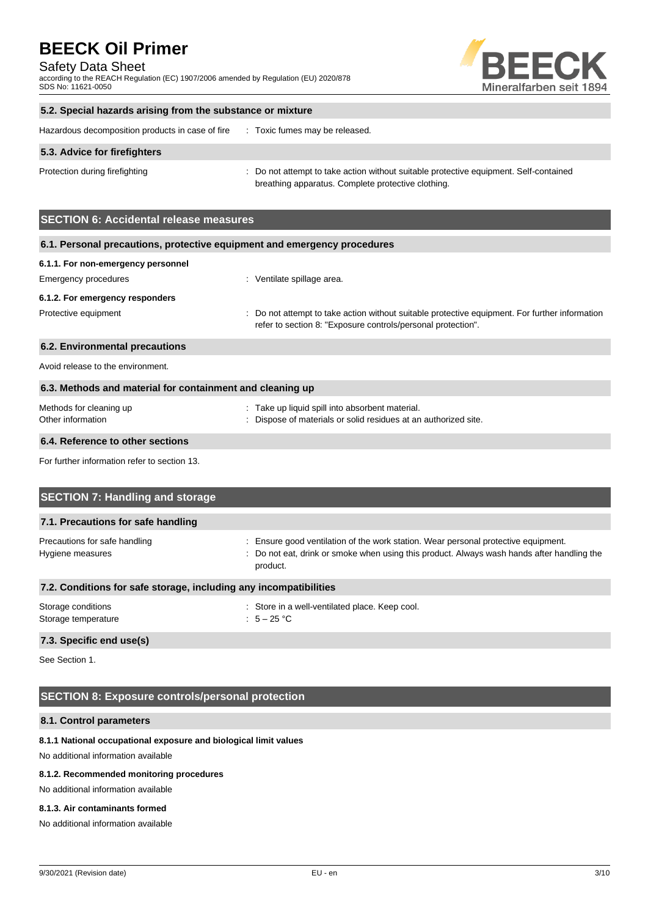### 5.2. Special hazards arising from the substance or mixture

Hazardous decomposition products in case of fire : Toxic fumes may be released.

### 5.3. Advice for firefighters

Protection during firefighting : Do not attempt to take action without suitable protective equipment. Self-contained breathing apparatus. Complete protective clothing.

## SECTION 6: Accidental release measures

### 6.1. Personal precautions, protective equipment and emergency procedures

#### 6.1.1. For non-emergency personnel

Emergency procedures : Ventilate spillage area.

#### 6.1.2. For emergency responders

Protective equipment : Do not attempt to take action without suitable protective equipment. For further information refer to section 8: "Exposure controls/personal protection".

### 6.2. Environmental precautions

Avoid release to the environment.

### 6.3. Methods and material for containment and cleaning up

Methods for cleaning up : Take up liquid spill into absorbent material.

Other information : Dispose of materials or solid residues at an authorized site.

### 6.4. Reference to other sections

For further information refer to section 13.

## SECTION 7: Handling and storage

### 7.1. Precautions for safe handling

Precautions for safe handling : Ensure good ventilation of the work station. Wear personal protective equipment.

Hygiene measures : Do not eat, drink or smoke when using this product. Always wash hands after handling the product.

### 7.2. Conditions for safe storage, including any incompatibilities

Storage conditions : Store in a well-ventilated place. Keep cool.

Storage temperature : 5 – 25 °C

### 7.3. Specific end use(s)

See Section 1.

## SECTION 8: Exposure controls/personal protection

### 8.1. Control parameters

#### 8.1.1 National occupational exposure and biological limit values

No additional information available

#### 8.1.2. Recommended monitoring procedures

No additional information available

#### 8.1.3. Air contaminants formed

No additional information available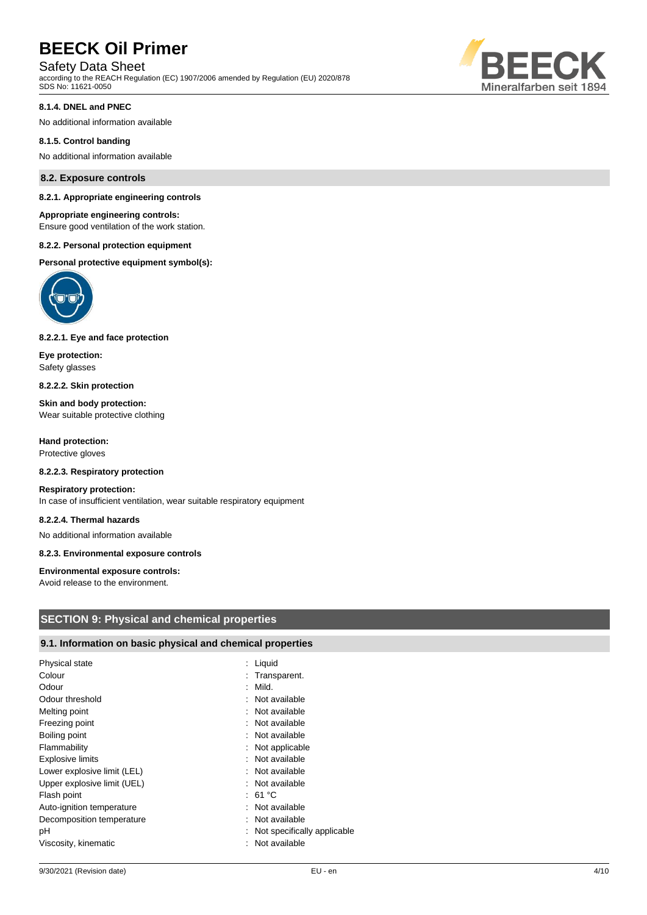#### 8.1.4. DNEL and PNEC

No additional information available

#### 8.1.5. Control banding

No additional information available

### 8.2. Exposure controls

#### 8.2.1. Appropriate engineering controls

**Appropriate engineering controls:**
Ensure good ventilation of the work station.

#### 8.2.2. Personal protection equipment

**Personal protective equipment symbol(s):**

#### 8.2.2.1. Eye and face protection

**Eye protection:**
Safety glasses

#### 8.2.2.2. Skin protection

**Skin and body protection:**
Wear suitable protective clothing

**Hand protection:**
Protective gloves

#### 8.2.2.3. Respiratory protection

**Respiratory protection:**
In case of insufficient ventilation, wear suitable respiratory equipment

#### 8.2.2.4. Thermal hazards

No additional information available

#### 8.2.3. Environmental exposure controls

**Environmental exposure controls:**
Avoid release to the environment.

## SECTION 9: Physical and chemical properties

### 9.1. Information on basic physical and chemical properties

| Property | Value |
|---|---|
| Physical state | Liquid |
| Colour | Transparent. |
| Odour | Mild. |
| Odour threshold | Not available |
| Melting point | Not available |
| Freezing point | Not available |
| Boiling point | Not available |
| Flammability | Not applicable |
| Explosive limits | Not available |
| Lower explosive limit (LEL) | Not available |
| Upper explosive limit (UEL) | Not available |
| Flash point | 61 °C |
| Auto-ignition temperature | Not available |
| Decomposition temperature | Not available |
| pH | Not specifically applicable |
| Viscosity, kinematic | Not available |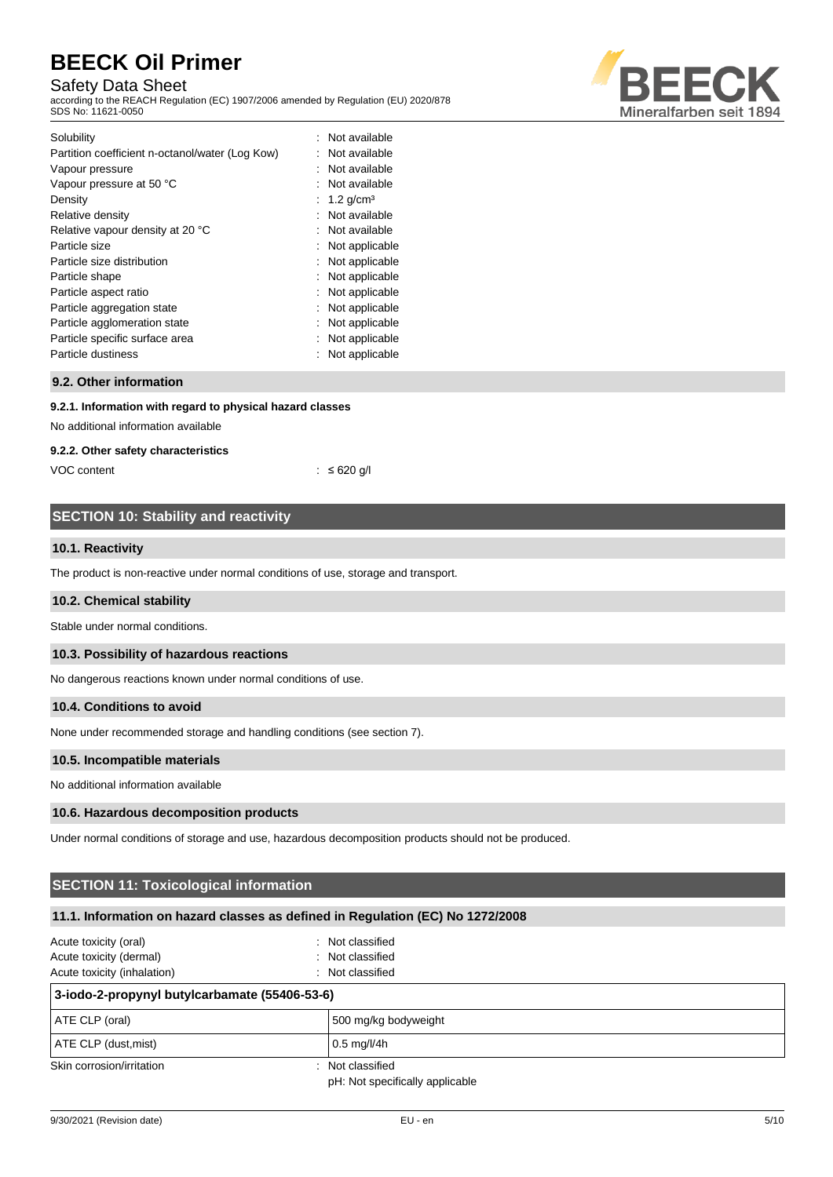| | |
|---|---|
| Solubility | : Not available |
| Partition coefficient n-octanol/water (Log Kow) | : Not available |
| Vapour pressure | : Not available |
| Vapour pressure at 50 °C | : Not available |
| Density | : 1.2 g/cm³ |
| Relative density | : Not available |
| Relative vapour density at 20 °C | : Not available |
| Particle size | : Not applicable |
| Particle size distribution | : Not applicable |
| Particle shape | : Not applicable |
| Particle aspect ratio | : Not applicable |
| Particle aggregation state | : Not applicable |
| Particle agglomeration state | : Not applicable |
| Particle specific surface area | : Not applicable |
| Particle dustiness | : Not applicable |

### 9.2. Other information

#### 9.2.1. Information with regard to physical hazard classes

No additional information available

#### 9.2.2. Other safety characteristics

VOC content : ≤ 620 g/l

## SECTION 10: Stability and reactivity

### 10.1. Reactivity

The product is non-reactive under normal conditions of use, storage and transport.

### 10.2. Chemical stability

Stable under normal conditions.

### 10.3. Possibility of hazardous reactions

No dangerous reactions known under normal conditions of use.

### 10.4. Conditions to avoid

None under recommended storage and handling conditions (see section 7).

### 10.5. Incompatible materials

No additional information available

### 10.6. Hazardous decomposition products

Under normal conditions of storage and use, hazardous decomposition products should not be produced.

## SECTION 11: Toxicological information

### 11.1. Information on hazard classes as defined in Regulation (EC) No 1272/2008

| | |
|---|---|
| Acute toxicity (oral) | : Not classified |
| Acute toxicity (dermal) | : Not classified |
| Acute toxicity (inhalation) | : Not classified |

| 3-iodo-2-propynyl butylcarbamate (55406-53-6) | |
|---|---|
| ATE CLP (oral) | 500 mg/kg bodyweight |
| ATE CLP (dust,mist) | 0.5 mg/l/4h |

| | |
|---|---|
| Skin corrosion/irritation | : Not classified<br>pH: Not specifically applicable |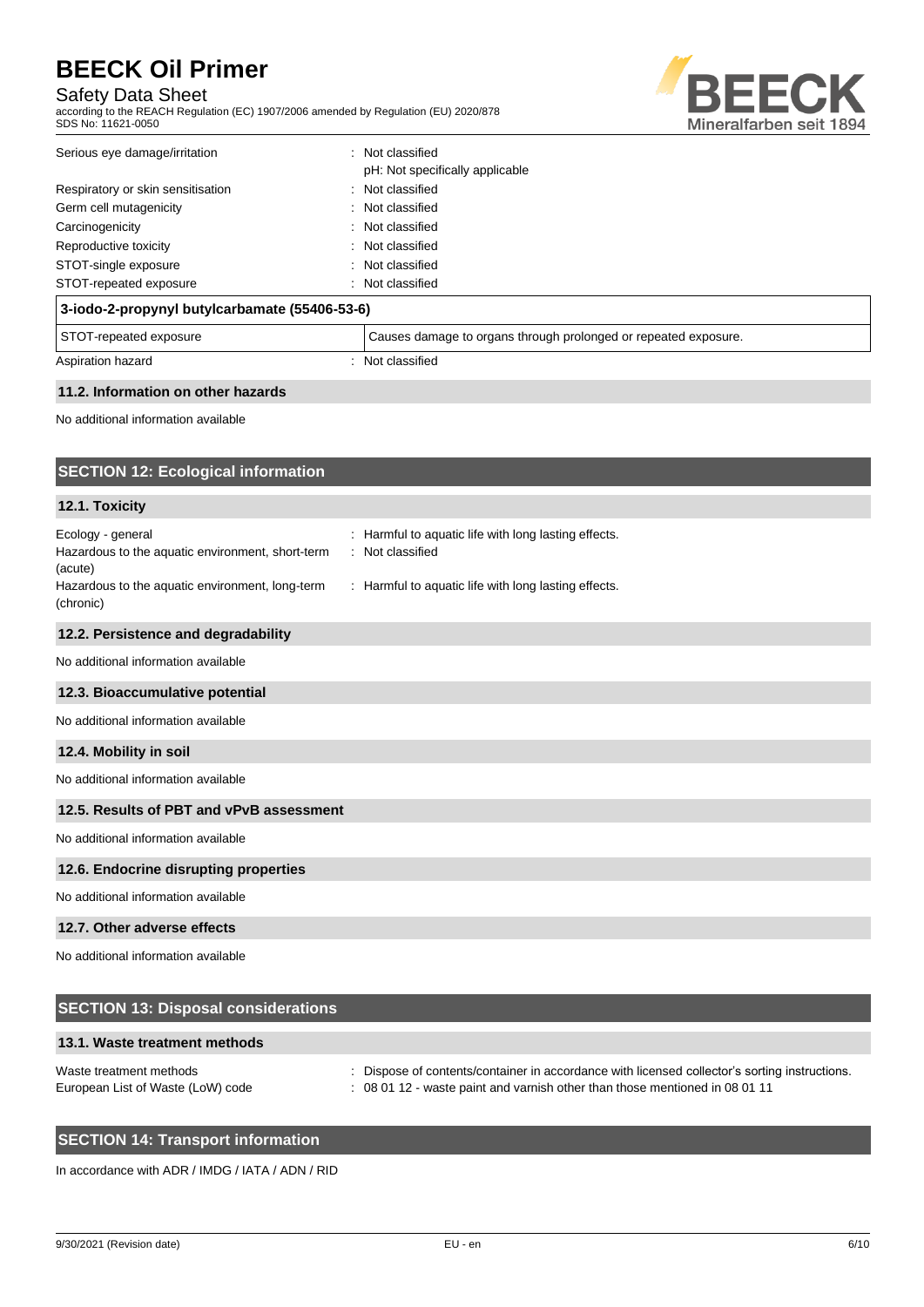| | |
|---|---|
| Serious eye damage/irritation | : Not classified<br>pH: Not specifically applicable |
| Respiratory or skin sensitisation | : Not classified |
| Germ cell mutagenicity | : Not classified |
| Carcinogenicity | : Not classified |
| Reproductive toxicity | : Not classified |
| STOT-single exposure | : Not classified |
| STOT-repeated exposure | : Not classified |

| 3-iodo-2-propynyl butylcarbamate (55406-53-6) | |
|---|---|
| STOT-repeated exposure | Causes damage to organs through prolonged or repeated exposure. |

| | |
|---|---|
| Aspiration hazard | : Not classified |

### 11.2. Information on other hazards

No additional information available

## SECTION 12: Ecological information

### 12.1. Toxicity

| | |
|---|---|
| Ecology - general | : Harmful to aquatic life with long lasting effects. |
| Hazardous to the aquatic environment, short-term (acute) | : Not classified |
| Hazardous to the aquatic environment, long-term (chronic) | : Harmful to aquatic life with long lasting effects. |

### 12.2. Persistence and degradability

No additional information available

### 12.3. Bioaccumulative potential

No additional information available

### 12.4. Mobility in soil

No additional information available

### 12.5. Results of PBT and vPvB assessment

No additional information available

### 12.6. Endocrine disrupting properties

No additional information available

### 12.7. Other adverse effects

No additional information available

## SECTION 13: Disposal considerations

### 13.1. Waste treatment methods

| | |
|---|---|
| Waste treatment methods | : Dispose of contents/container in accordance with licensed collector's sorting instructions. |
| European List of Waste (LoW) code | : 08 01 12 - waste paint and varnish other than those mentioned in 08 01 11 |

## SECTION 14: Transport information

In accordance with ADR / IMDG / IATA / ADN / RID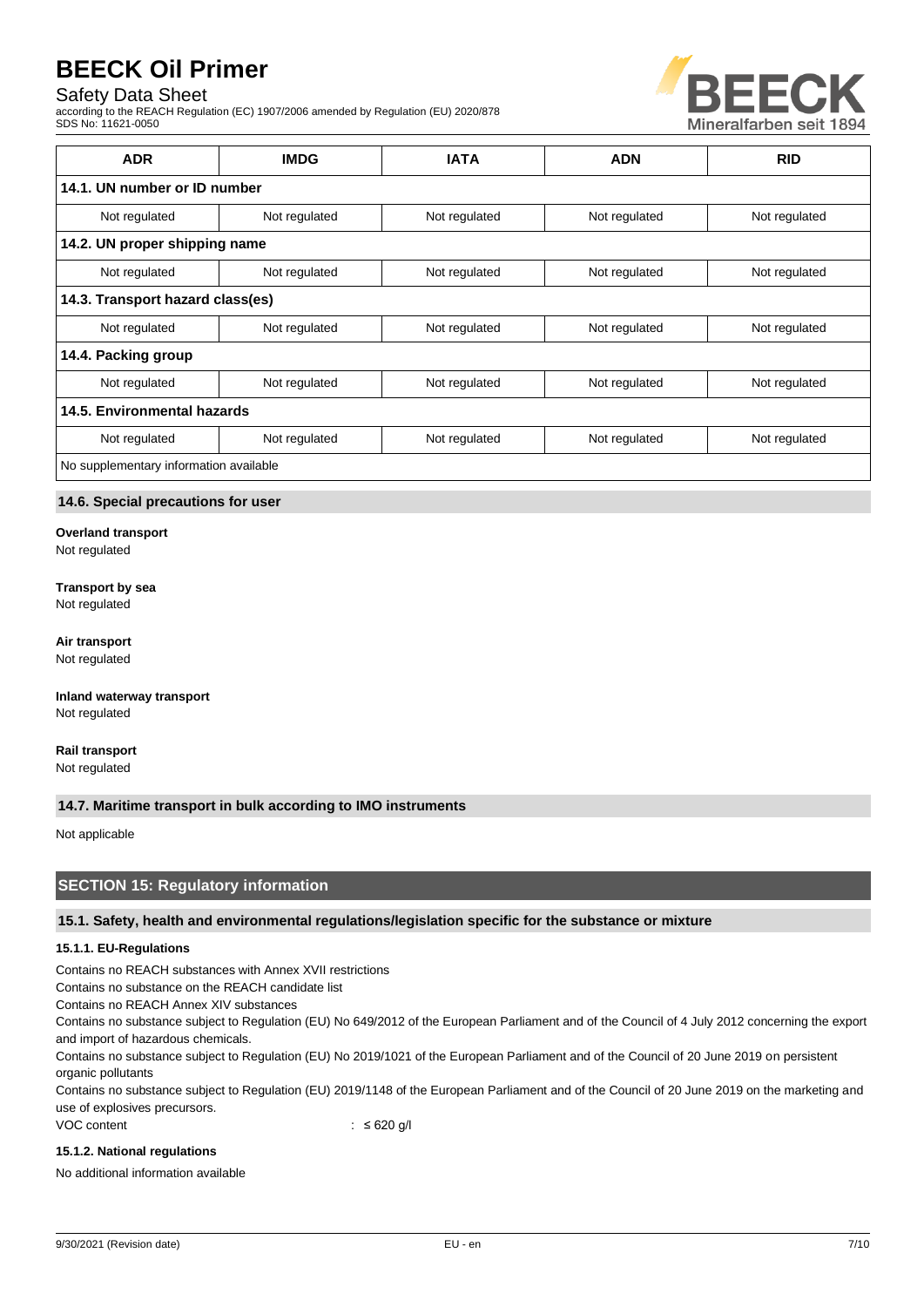| ADR | IMDG | IATA | ADN | RID |
|---|---|---|---|---|
| **14.1. UN number or ID number** | | | | |
| Not regulated | Not regulated | Not regulated | Not regulated | Not regulated |
| **14.2. UN proper shipping name** | | | | |
| Not regulated | Not regulated | Not regulated | Not regulated | Not regulated |
| **14.3. Transport hazard class(es)** | | | | |
| Not regulated | Not regulated | Not regulated | Not regulated | Not regulated |
| **14.4. Packing group** | | | | |
| Not regulated | Not regulated | Not regulated | Not regulated | Not regulated |
| **14.5. Environmental hazards** | | | | |
| Not regulated | Not regulated | Not regulated | Not regulated | Not regulated |
| No supplementary information available | | | | |

### 14.6. Special precautions for user

**Overland transport**
Not regulated

**Transport by sea**
Not regulated

**Air transport**
Not regulated

**Inland waterway transport**
Not regulated

**Rail transport**
Not regulated

### 14.7. Maritime transport in bulk according to IMO instruments

Not applicable

## SECTION 15: Regulatory information

### 15.1. Safety, health and environmental regulations/legislation specific for the substance or mixture

#### 15.1.1. EU-Regulations

Contains no REACH substances with Annex XVII restrictions
Contains no substance on the REACH candidate list
Contains no REACH Annex XIV substances
Contains no substance subject to Regulation (EU) No 649/2012 of the European Parliament and of the Council of 4 July 2012 concerning the export and import of hazardous chemicals.
Contains no substance subject to Regulation (EU) No 2019/1021 of the European Parliament and of the Council of 20 June 2019 on persistent organic pollutants
Contains no substance subject to Regulation (EU) 2019/1148 of the European Parliament and of the Council of 20 June 2019 on the marketing and use of explosives precursors.
VOC content : ≤ 620 g/l

#### 15.1.2. National regulations

No additional information available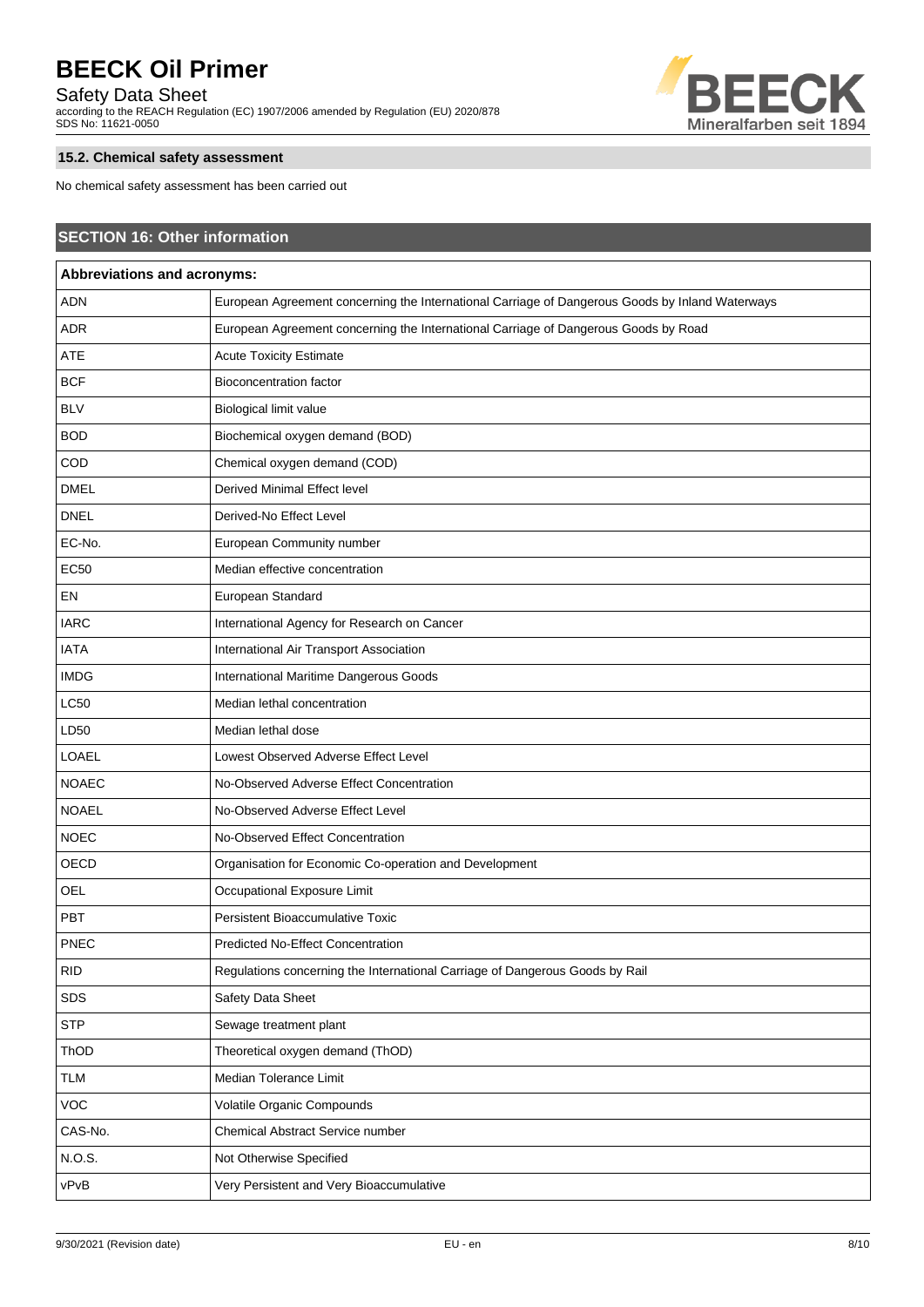### 15.2. Chemical safety assessment

No chemical safety assessment has been carried out

## SECTION 16: Other information

| Abbreviations and acronyms: | |
|---|---|
| ADN | European Agreement concerning the International Carriage of Dangerous Goods by Inland Waterways |
| ADR | European Agreement concerning the International Carriage of Dangerous Goods by Road |
| ATE | Acute Toxicity Estimate |
| BCF | Bioconcentration factor |
| BLV | Biological limit value |
| BOD | Biochemical oxygen demand (BOD) |
| COD | Chemical oxygen demand (COD) |
| DMEL | Derived Minimal Effect level |
| DNEL | Derived-No Effect Level |
| EC-No. | European Community number |
| EC50 | Median effective concentration |
| EN | European Standard |
| IARC | International Agency for Research on Cancer |
| IATA | International Air Transport Association |
| IMDG | International Maritime Dangerous Goods |
| LC50 | Median lethal concentration |
| LD50 | Median lethal dose |
| LOAEL | Lowest Observed Adverse Effect Level |
| NOAEC | No-Observed Adverse Effect Concentration |
| NOAEL | No-Observed Adverse Effect Level |
| NOEC | No-Observed Effect Concentration |
| OECD | Organisation for Economic Co-operation and Development |
| OEL | Occupational Exposure Limit |
| PBT | Persistent Bioaccumulative Toxic |
| PNEC | Predicted No-Effect Concentration |
| RID | Regulations concerning the International Carriage of Dangerous Goods by Rail |
| SDS | Safety Data Sheet |
| STP | Sewage treatment plant |
| ThOD | Theoretical oxygen demand (ThOD) |
| TLM | Median Tolerance Limit |
| VOC | Volatile Organic Compounds |
| CAS-No. | Chemical Abstract Service number |
| N.O.S. | Not Otherwise Specified |
| vPvB | Very Persistent and Very Bioaccumulative |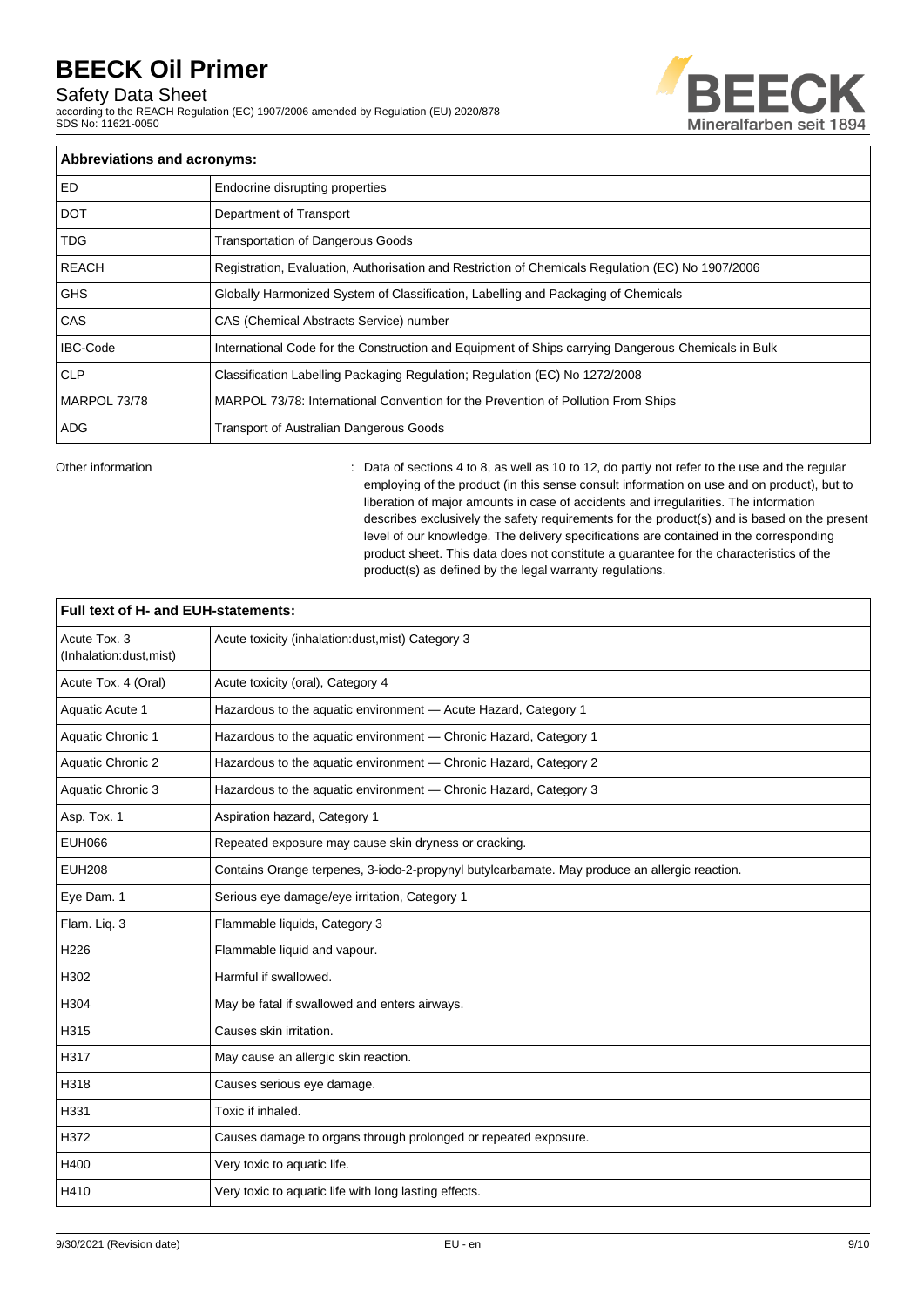| Abbreviations and acronyms: | |
|---|---|
| ED | Endocrine disrupting properties |
| DOT | Department of Transport |
| TDG | Transportation of Dangerous Goods |
| REACH | Registration, Evaluation, Authorisation and Restriction of Chemicals Regulation (EC) No 1907/2006 |
| GHS | Globally Harmonized System of Classification, Labelling and Packaging of Chemicals |
| CAS | CAS (Chemical Abstracts Service) number |
| IBC-Code | International Code for the Construction and Equipment of Ships carrying Dangerous Chemicals in Bulk |
| CLP | Classification Labelling Packaging Regulation; Regulation (EC) No 1272/2008 |
| MARPOL 73/78 | MARPOL 73/78: International Convention for the Prevention of Pollution From Ships |
| ADG | Transport of Australian Dangerous Goods |

Other information : Data of sections 4 to 8, as well as 10 to 12, do partly not refer to the use and the regular employing of the product (in this sense consult information on use and on product), but to liberation of major amounts in case of accidents and irregularities. The information describes exclusively the safety requirements for the product(s) and is based on the present level of our knowledge. The delivery specifications are contained in the corresponding product sheet. This data does not constitute a guarantee for the characteristics of the product(s) as defined by the legal warranty regulations.

| Full text of H- and EUH-statements: | |
|---|---|
| Acute Tox. 3 (Inhalation:dust,mist) | Acute toxicity (inhalation:dust,mist) Category 3 |
| Acute Tox. 4 (Oral) | Acute toxicity (oral), Category 4 |
| Aquatic Acute 1 | Hazardous to the aquatic environment — Acute Hazard, Category 1 |
| Aquatic Chronic 1 | Hazardous to the aquatic environment — Chronic Hazard, Category 1 |
| Aquatic Chronic 2 | Hazardous to the aquatic environment — Chronic Hazard, Category 2 |
| Aquatic Chronic 3 | Hazardous to the aquatic environment — Chronic Hazard, Category 3 |
| Asp. Tox. 1 | Aspiration hazard, Category 1 |
| EUH066 | Repeated exposure may cause skin dryness or cracking. |
| EUH208 | Contains Orange terpenes, 3-iodo-2-propynyl butylcarbamate. May produce an allergic reaction. |
| Eye Dam. 1 | Serious eye damage/eye irritation, Category 1 |
| Flam. Liq. 3 | Flammable liquids, Category 3 |
| H226 | Flammable liquid and vapour. |
| H302 | Harmful if swallowed. |
| H304 | May be fatal if swallowed and enters airways. |
| H315 | Causes skin irritation. |
| H317 | May cause an allergic skin reaction. |
| H318 | Causes serious eye damage. |
| H331 | Toxic if inhaled. |
| H372 | Causes damage to organs through prolonged or repeated exposure. |
| H400 | Very toxic to aquatic life. |
| H410 | Very toxic to aquatic life with long lasting effects. |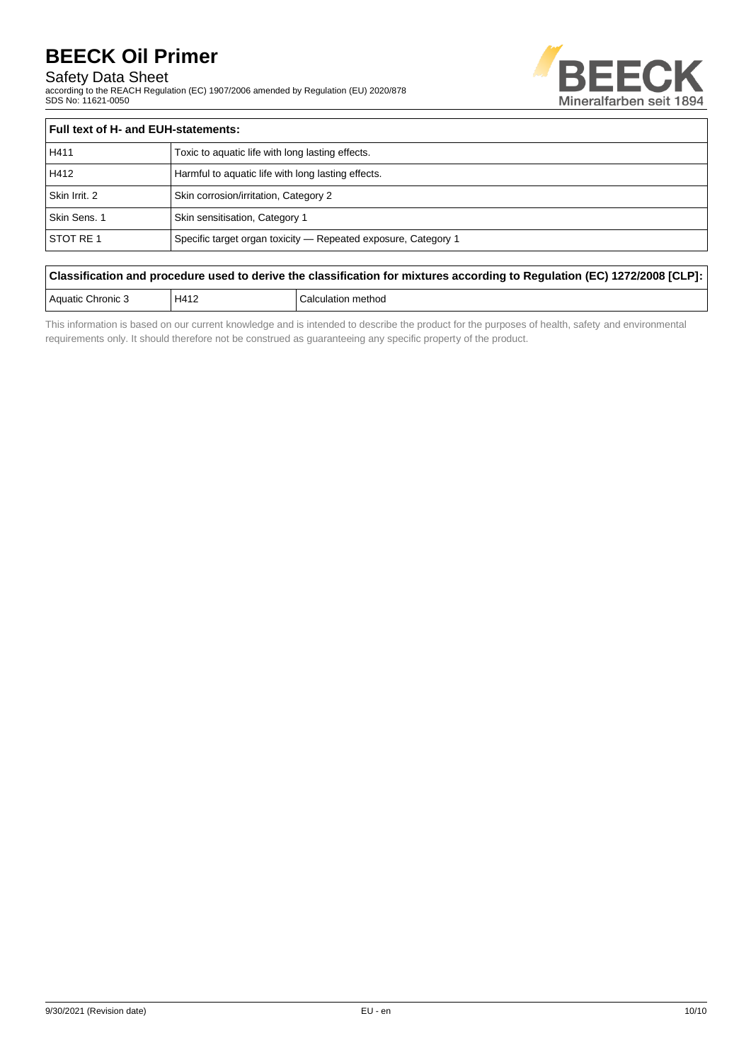| Full text of H- and EUH-statements: | |
| --- | --- |
| H411 | Toxic to aquatic life with long lasting effects. |
| H412 | Harmful to aquatic life with long lasting effects. |
| Skin Irrit. 2 | Skin corrosion/irritation, Category 2 |
| Skin Sens. 1 | Skin sensitisation, Category 1 |
| STOT RE 1 | Specific target organ toxicity — Repeated exposure, Category 1 |

| Classification and procedure used to derive the classification for mixtures according to Regulation (EC) 1272/2008 [CLP]: | | |
| --- | --- | --- |
| Aquatic Chronic 3 | H412 | Calculation method |

This information is based on our current knowledge and is intended to describe the product for the purposes of health, safety and environmental requirements only. It should therefore not be construed as guaranteeing any specific property of the product.